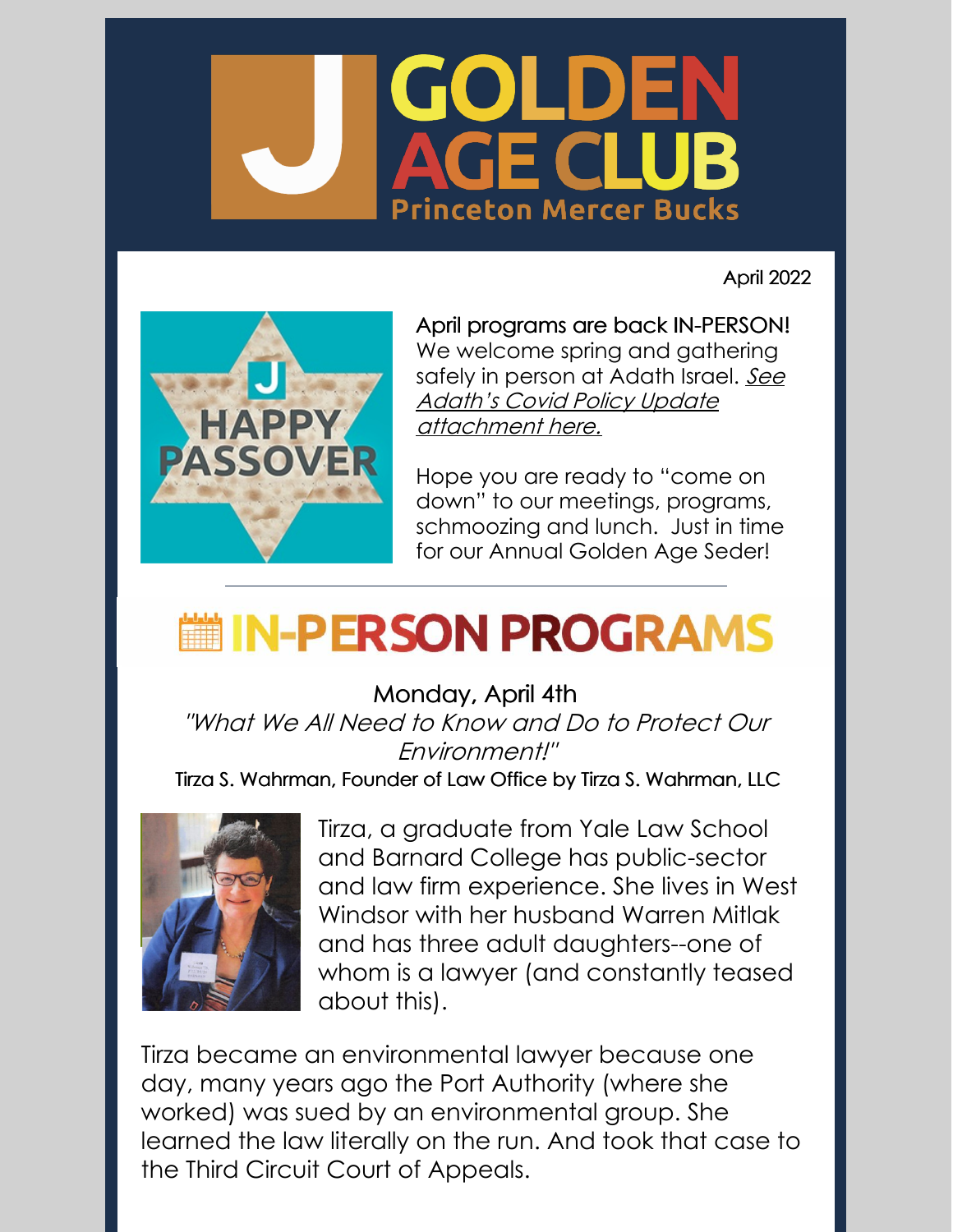# GOLDEN AGE CLUB

Princeton Mercer Bucks

April 2022

**April programs are back IN-PERSON!** We welcome spring and gathering safely in person at Adath Israel. *See Adath's Covid Policy Update attachment here.*

Hope you are ready to "come on down" to our meetings, programs, schmoozing and lunch. Just in time for our Annual Golden Age Seder!

---

# IN-PERSON PROGRAMS

### Monday, April 4th

*"What We All Need to Know and Do to Protect Our Environment!"*

Tirza S. Wahrman, Founder of Law Office by Tirza S. Wahrman, LLC

Tirza, a graduate from Yale Law School and Barnard College has public-sector and law firm experience. She lives in West Windsor with her husband Warren Mitlak and has three adult daughters--one of whom is a lawyer (and constantly teased about this).

Tirza became an environmental lawyer because one day, many years ago the Port Authority (where she worked) was sued by an environmental group. She learned the law literally on the run. And took that case to the Third Circuit Court of Appeals.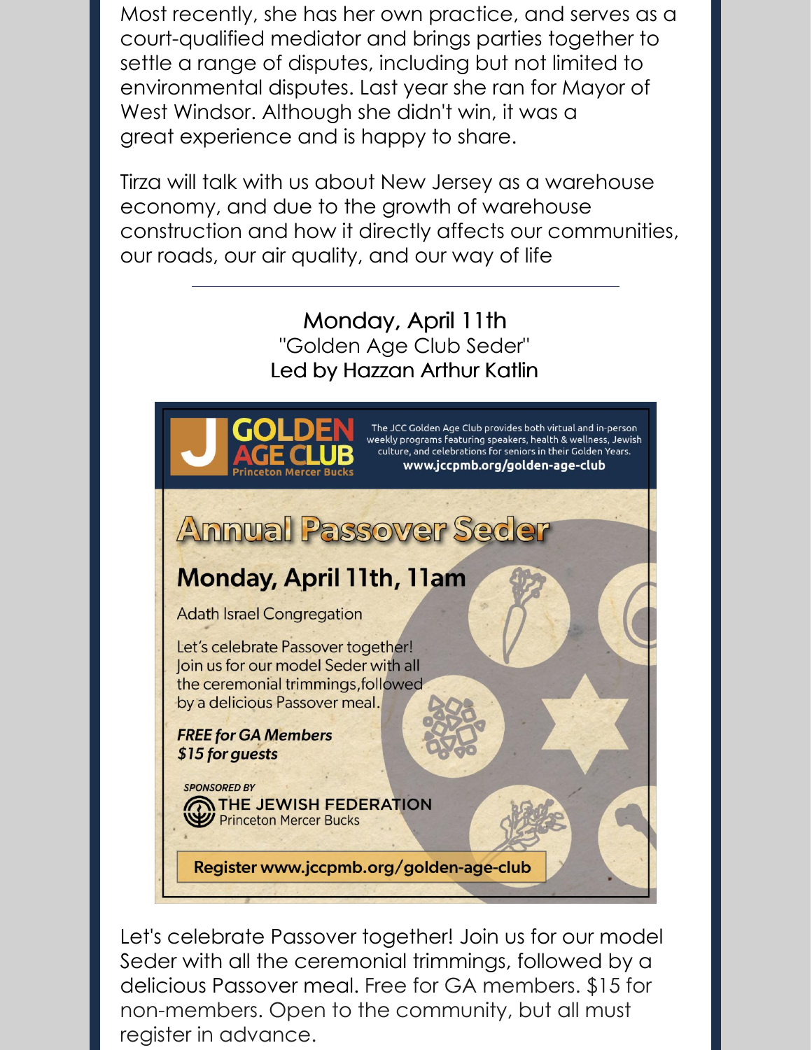Most recently, she has her own practice, and serves as a court-qualified mediator and brings parties together to settle a range of disputes, including but not limited to environmental disputes. Last year she ran for Mayor of West Windsor. Although she didn't win, it was a great experience and is happy to share.

Tirza will talk with us about New Jersey as a warehouse economy, and due to the growth of warehouse construction and how it directly affects our communities, our roads, our air quality, and our way of life

---

Monday, April 11th
"Golden Age Club Seder"
Led by Hazzan Arthur Katlin

**GOLDEN AGE CLUB**
Princeton Mercer Bucks

The JCC Golden Age Club provides both virtual and in-person weekly programs featuring speakers, health & wellness, Jewish culture, and celebrations for seniors in their Golden Years.
**www.jccpmb.org/golden-age-club**

# Annual Passover Seder

## Monday, April 11th, 11am

Adath Israel Congregation

Let's celebrate Passover together! Join us for our model Seder with all the ceremonial trimmings, followed by a delicious Passover meal.

***FREE for GA Members***
***$15 for guests***

***SPONSORED BY***
**THE JEWISH FEDERATION**
Princeton Mercer Bucks

**Register www.jccpmb.org/golden-age-club**

Let's celebrate Passover together! Join us for our model Seder with all the ceremonial trimmings, followed by a delicious Passover meal. Free for GA members. $15 for non-members. Open to the community, but all must register in advance.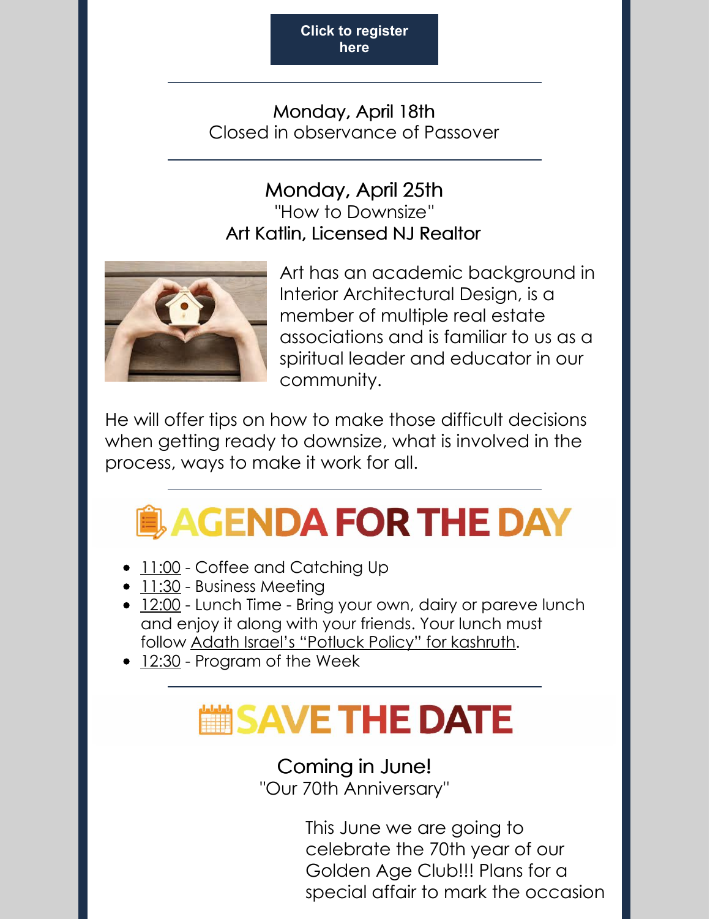Click to register here

---

Monday, April 18th
Closed in observance of Passover

---

## Monday, April 25th

"How to Downsize"

Art Katlin, Licensed NJ Realtor

Art has an academic background in Interior Architectural Design, is a member of multiple real estate associations and is familiar to us as a spiritual leader and educator in our community.

He will offer tips on how to make those difficult decisions when getting ready to downsize, what is involved in the process, ways to make it work for all.

---

# AGENDA FOR THE DAY

- 11:00 - Coffee and Catching Up
- 11:30 - Business Meeting
- 12:00 - Lunch Time - Bring your own, dairy or pareve lunch and enjoy it along with your friends. Your lunch must follow Adath Israel's "Potluck Policy" for kashruth.
- 12:30 - Program of the Week

---

# SAVE THE DATE

## Coming in June!

"Our 70th Anniversary"

This June we are going to celebrate the 70th year of our Golden Age Club!!! Plans for a special affair to mark the occasion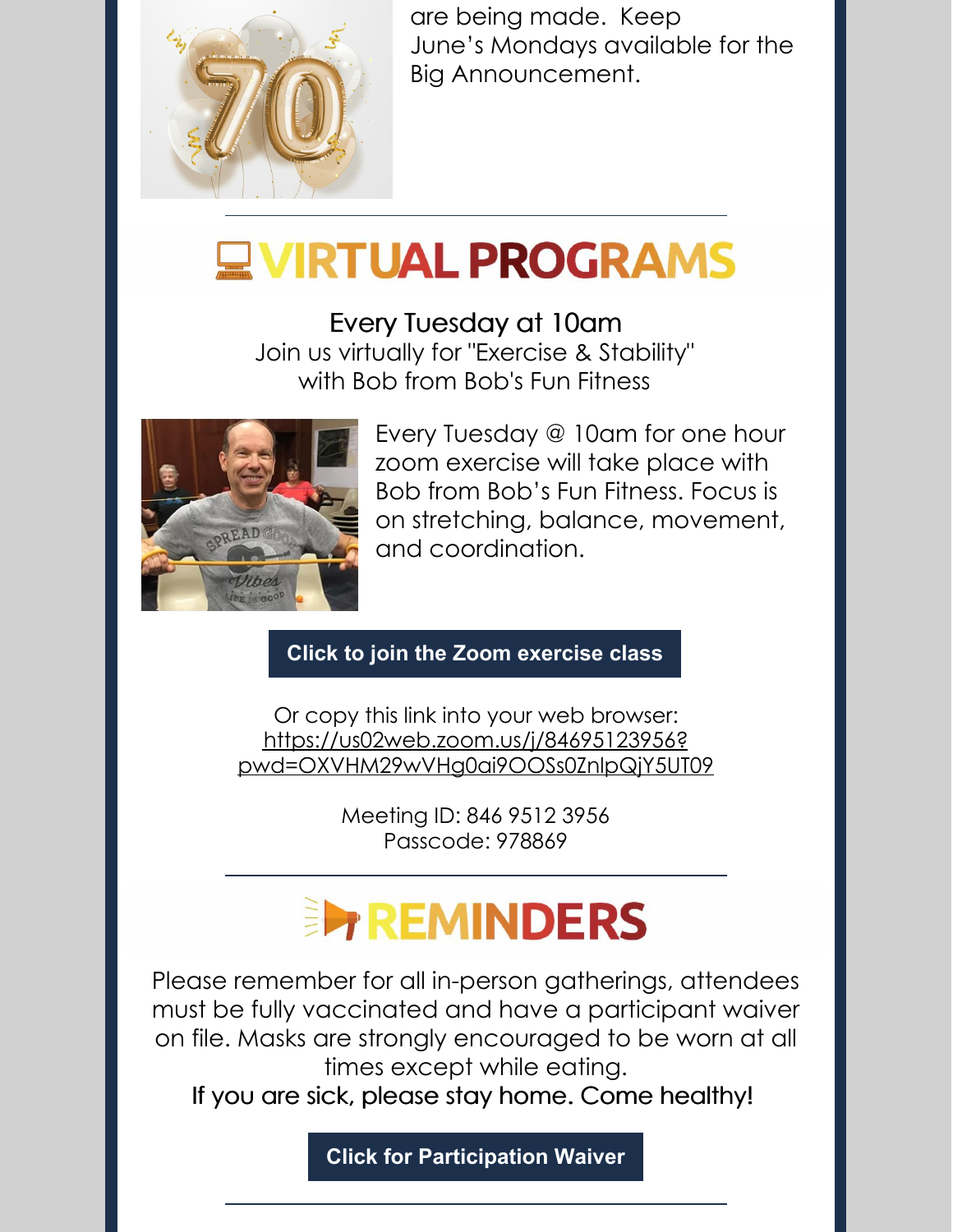are being made. Keep June's Mondays available for the Big Announcement.

---

# VIRTUAL PROGRAMS

Every Tuesday at 10am
Join us virtually for "Exercise & Stability" with Bob from Bob's Fun Fitness

Every Tuesday @ 10am for one hour zoom exercise will take place with Bob from Bob's Fun Fitness. Focus is on stretching, balance, movement, and coordination.

**Click to join the Zoom exercise class**

Or copy this link into your web browser:
https://us02web.zoom.us/j/84695123956?pwd=OXVHM29wVHg0ai9OOSs0ZnlpQjY5UT09

Meeting ID: 846 9512 3956
Passcode: 978869

---

# REMINDERS

Please remember for all in-person gatherings, attendees must be fully vaccinated and have a participant waiver on file. Masks are strongly encouraged to be worn at all times except while eating.
If you are sick, please stay home. Come healthy!

**Click for Participation Waiver**

---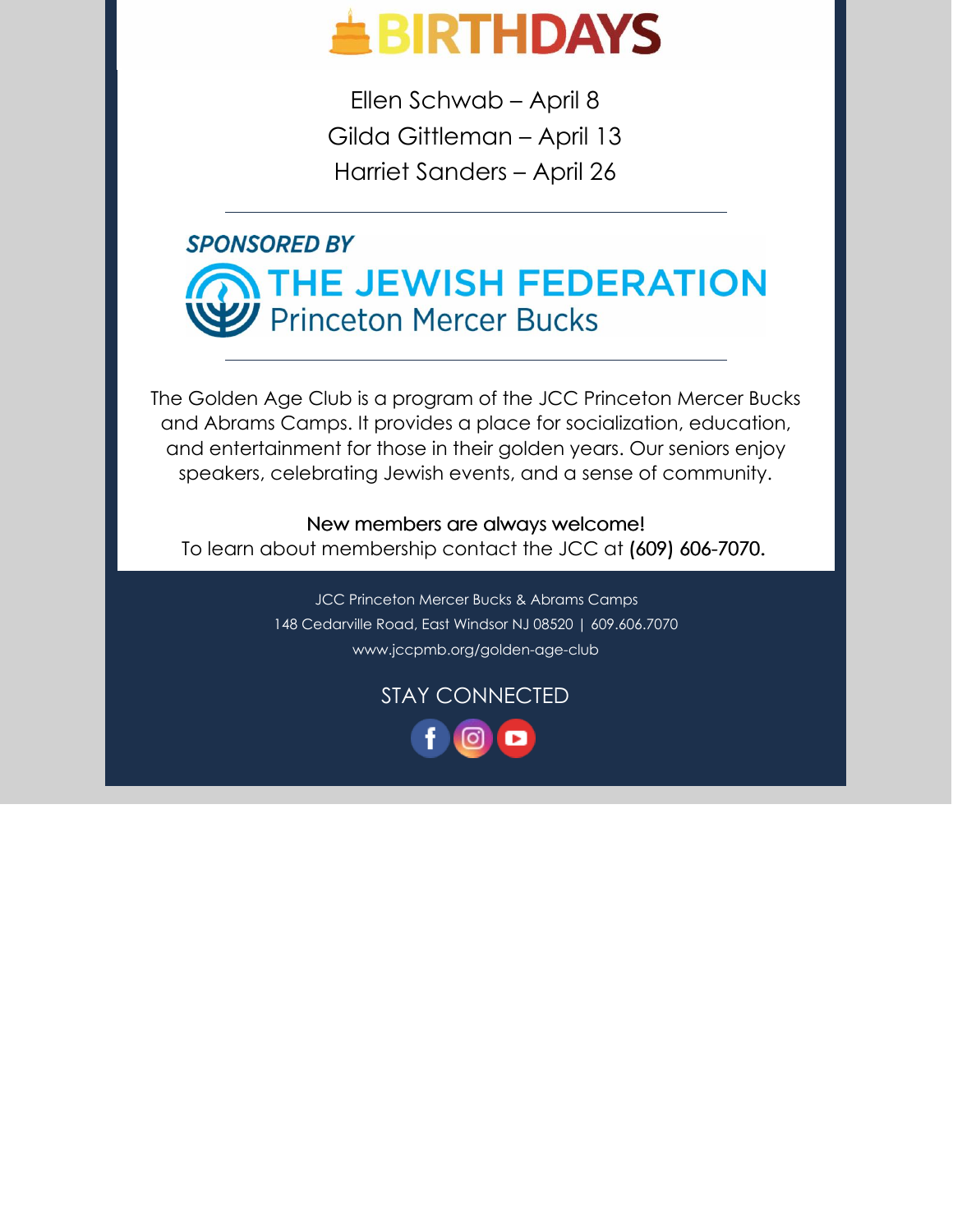# BIRTHDAYS

Ellen Schwab – April 8
Gilda Gittleman – April 13
Harriet Sanders – April 26

---

***SPONSORED BY***

**THE JEWISH FEDERATION**
Princeton Mercer Bucks

---

The Golden Age Club is a program of the JCC Princeton Mercer Bucks and Abrams Camps. It provides a place for socialization, education, and entertainment for those in their golden years. Our seniors enjoy speakers, celebrating Jewish events, and a sense of community.

New members are always welcome!
To learn about membership contact the JCC at (609) 606-7070.

JCC Princeton Mercer Bucks & Abrams Camps
148 Cedarville Road, East Windsor NJ 08520 | 609.606.7070
www.jccpmb.org/golden-age-club

STAY CONNECTED